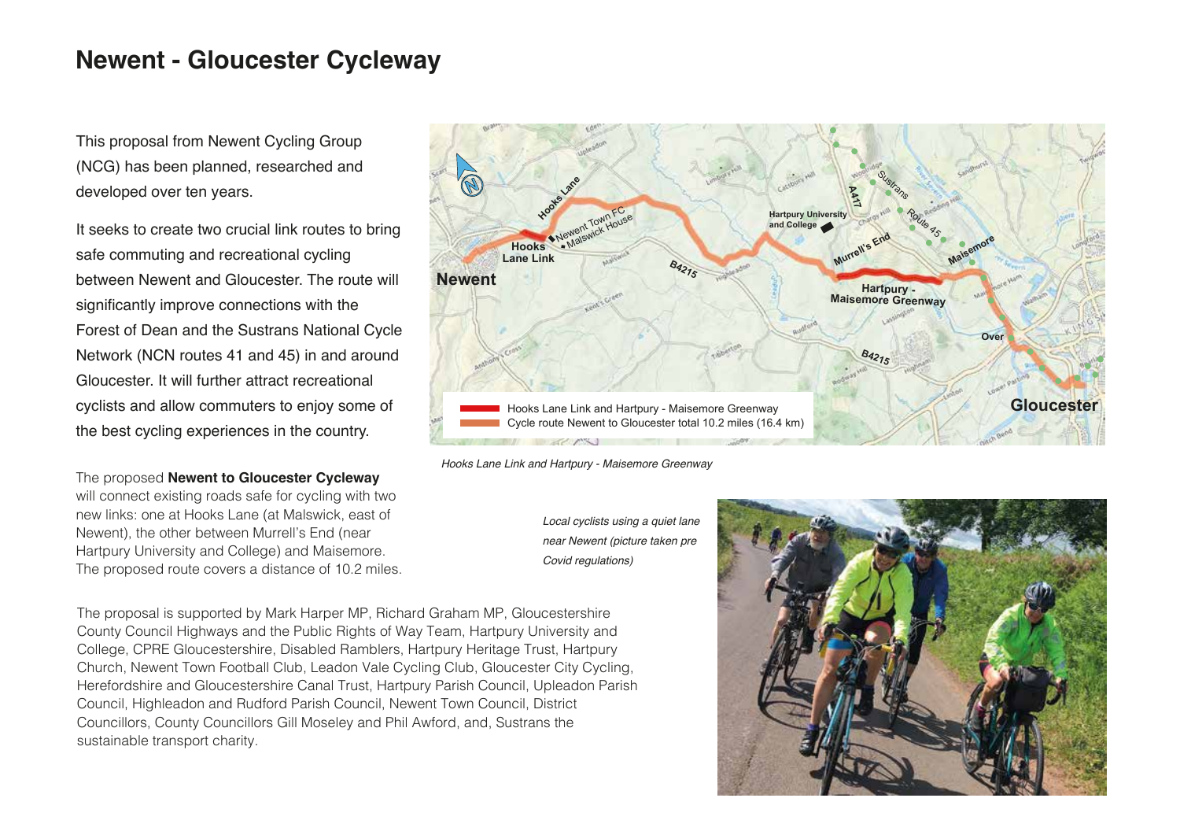# Newent - Gloucester Cycleway

This proposal from Newent Cycling Group (NCG) has been planned, researched and developed over ten years.

It seeks to create two crucial link routes to bring safe commuting and recreational cycling between Newent and Gloucester. The route will significantly improve connections with the Forest of Dean and the Sustrans National Cycle Network (NCN routes 41 and 45) in and around Gloucester. It will further attract recreational cyclists and allow commuters to enjoy some of the best cycling experiences in the country.

The proposed **Newent to Gloucester Cycleway** will connect existing roads safe for cycling with two new links: one at Hooks Lane (at Malswick, east of Newent), the other between Murrell's End (near Hartpury University and College) and Maisemore. The proposed route covers a distance of 10.2 miles.

Hooks Lane Link and Hartpury - Maisemore Greenway
Cycle route Newent to Gloucester total 10.2 miles (16.4 km)

*Hooks Lane Link and Hartpury - Maisemore Greenway*

*Local cyclists using a quiet lane near Newent (picture taken pre Covid regulations)*

The proposal is supported by Mark Harper MP, Richard Graham MP, Gloucestershire County Council Highways and the Public Rights of Way Team, Hartpury University and College, CPRE Gloucestershire, Disabled Ramblers, Hartpury Heritage Trust, Hartpury Church, Newent Town Football Club, Leadon Vale Cycling Club, Gloucester City Cycling, Herefordshire and Gloucestershire Canal Trust, Hartpury Parish Council, Upleadon Parish Council, Highleadon and Rudford Parish Council, Newent Town Council, District Councillors, County Councillors Gill Moseley and Phil Awford, and, Sustrans the sustainable transport charity.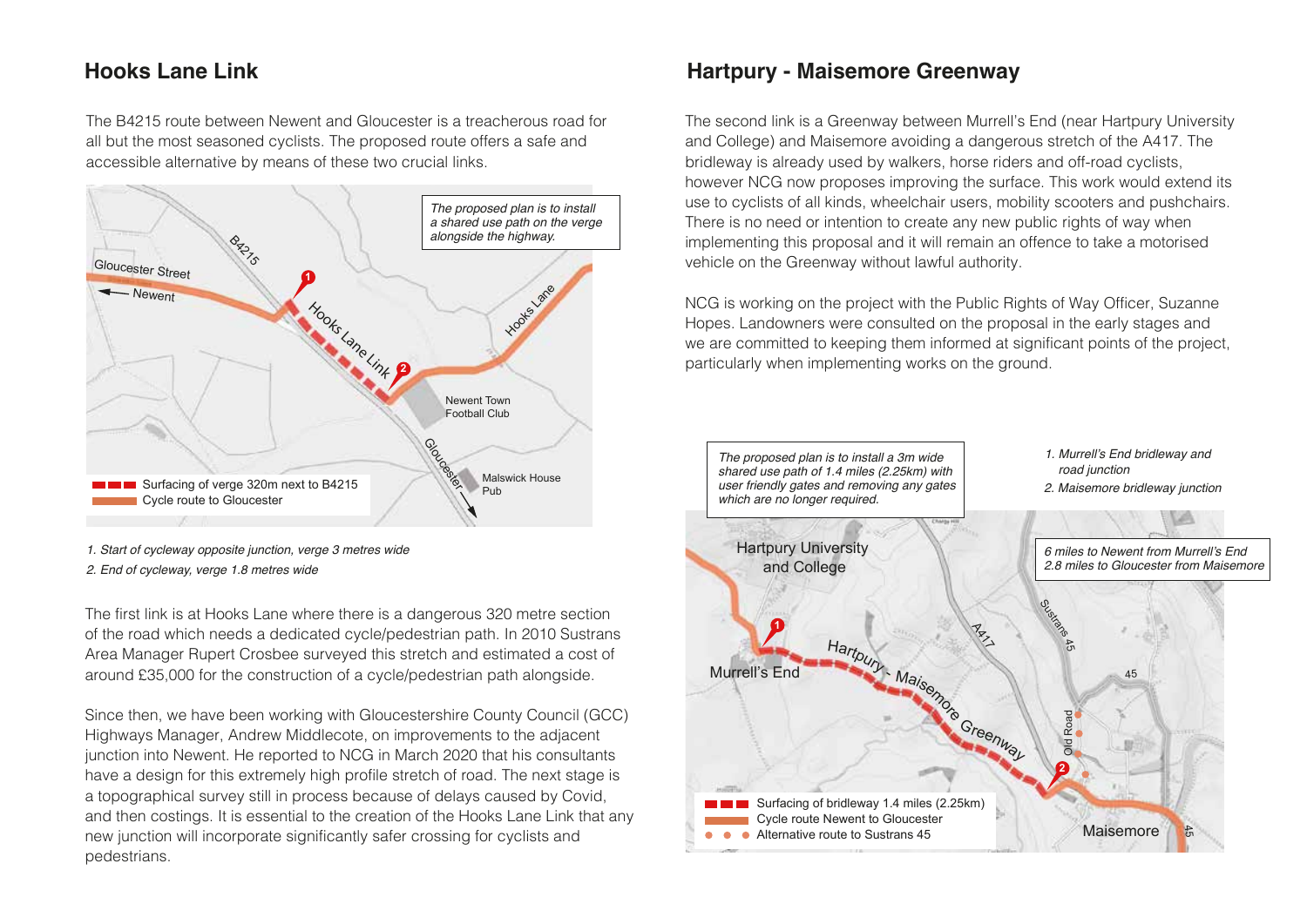## Hooks Lane Link

The B4215 route between Newent and Gloucester is a treacherous road for all but the most seasoned cyclists. The proposed route offers a safe and accessible alternative by means of these two crucial links.

*The proposed plan is to install a shared use path on the verge alongside the highway.*

Surfacing of verge 320m next to B4215
Cycle route to Gloucester

*1. Start of cycleway opposite junction, verge 3 metres wide*
*2. End of cycleway, verge 1.8 metres wide*

The first link is at Hooks Lane where there is a dangerous 320 metre section of the road which needs a dedicated cycle/pedestrian path. In 2010 Sustrans Area Manager Rupert Crosbee surveyed this stretch and estimated a cost of around £35,000 for the construction of a cycle/pedestrian path alongside.

Since then, we have been working with Gloucestershire County Council (GCC) Highways Manager, Andrew Middlecote, on improvements to the adjacent junction into Newent. He reported to NCG in March 2020 that his consultants have a design for this extremely high profile stretch of road. The next stage is a topographical survey still in process because of delays caused by Covid, and then costings. It is essential to the creation of the Hooks Lane Link that any new junction will incorporate significantly safer crossing for cyclists and pedestrians.

## Hartpury - Maisemore Greenway

The second link is a Greenway between Murrell's End (near Hartpury University and College) and Maisemore avoiding a dangerous stretch of the A417. The bridleway is already used by walkers, horse riders and off-road cyclists, however NCG now proposes improving the surface. This work would extend its use to cyclists of all kinds, wheelchair users, mobility scooters and pushchairs. There is no need or intention to create any new public rights of way when implementing this proposal and it will remain an offence to take a motorised vehicle on the Greenway without lawful authority.

NCG is working on the project with the Public Rights of Way Officer, Suzanne Hopes. Landowners were consulted on the proposal in the early stages and we are committed to keeping them informed at significant points of the project, particularly when implementing works on the ground.

*The proposed plan is to install a 3m wide shared use path of 1.4 miles (2.25km) with user friendly gates and removing any gates which are no longer required.*

*1. Murrell's End bridleway and road junction*
*2. Maisemore bridleway junction*

*6 miles to Newent from Murrell's End*
*2.8 miles to Gloucester from Maisemore*

Surfacing of bridleway 1.4 miles (2.25km)
Cycle route Newent to Gloucester
Alternative route to Sustrans 45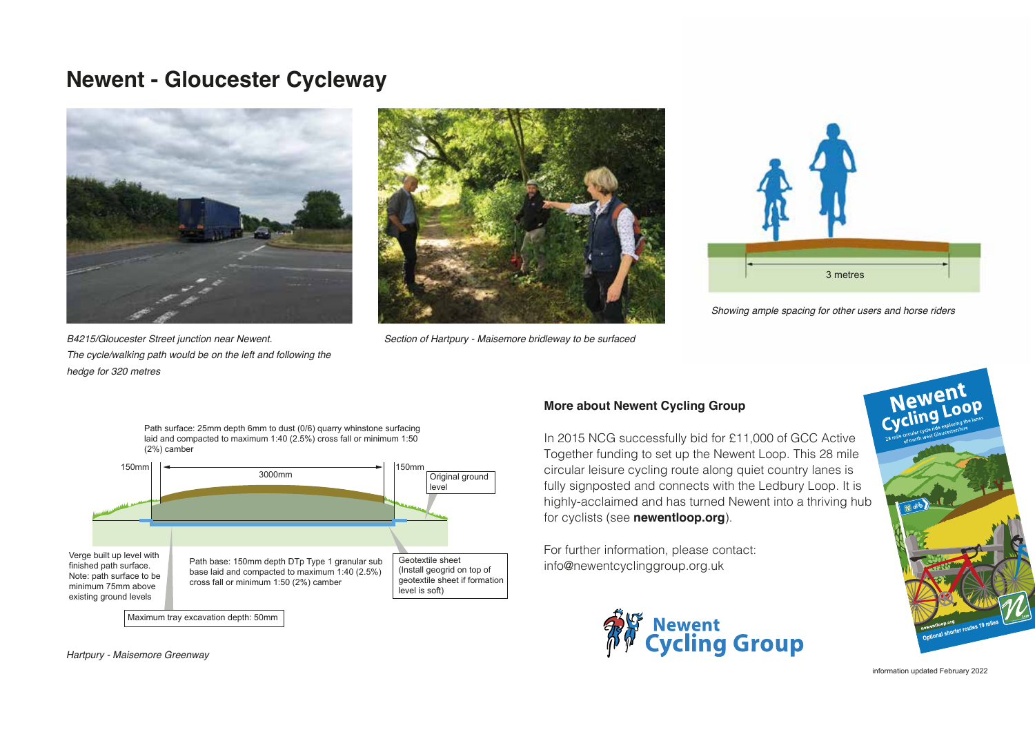# Newent - Gloucester Cycleway

*B4215/Gloucester Street junction near Newent. The cycle/walking path would be on the left and following the hedge for 320 metres*

*Section of Hartpury - Maisemore bridleway to be surfaced*

3 metres

*Showing ample spacing for other users and horse riders*

Path surface: 25mm depth 6mm to dust (0/6) quarry whinstone surfacing laid and compacted to maximum 1:40 (2.5%) cross fall or minimum 1:50 (2%) camber

150mm

3000mm

150mm

Original ground level

Verge built up level with finished path surface. Note: path surface to be minimum 75mm above existing ground levels

Path base: 150mm depth DTp Type 1 granular sub base laid and compacted to maximum 1:40 (2.5%) cross fall or minimum 1:50 (2%) camber

Geotextile sheet (Install geogrid on top of geotextile sheet if formation level is soft)

Maximum tray excavation depth: 50mm

*Hartpury - Maisemore Greenway*

### More about Newent Cycling Group

In 2015 NCG successfully bid for £11,000 of GCC Active Together funding to set up the Newent Loop. This 28 mile circular leisure cycling route along quiet country lanes is fully signposted and connects with the Ledbury Loop. It is highly-acclaimed and has turned Newent into a thriving hub for cyclists (see **newentloop.org**).

For further information, please contact: info@newentcyclinggroup.org.uk

Newent Cycling Group

information updated February 2022